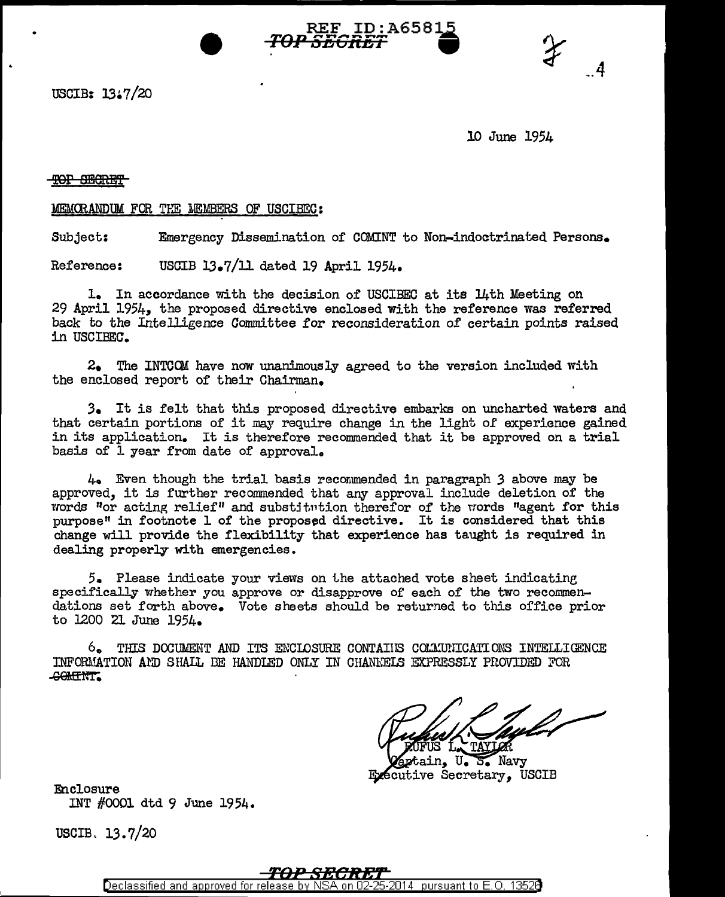USCIB: 13.7/20

10 June 1954

~~TOP SECRET~~

MEMORANDUM FOR THE MEMBERS OF USCIBEC:

Subject: Emergency Dissemination of COMINT to Non-indoctrinated Persons.

Reference: USCIB 13.7/11 dated 19 April 1954.

1. In accordance with the decision of USCIBEC at its 14th Meeting on 29 April 1954, the proposed directive enclosed with the reference was referred back to the Intelligence Committee for reconsideration of certain points raised in USCIBEC.

2. The INTCOM have now unanimously agreed to the version included with the enclosed report of their Chairman.

3. It is felt that this proposed directive embarks on uncharted waters and that certain portions of it may require change in the light of experience gained in its application. It is therefore recommended that it be approved on a trial basis of 1 year from date of approval.

4. Even though the trial basis recommended in paragraph 3 above may be approved, it is further recommended that any approval include deletion of the words "or acting relief" and substitution therefor of the words "agent for this purpose" in footnote 1 of the proposed directive. It is considered that this change will provide the flexibility that experience has taught is required in dealing properly with emergencies.

5. Please indicate your views on the attached vote sheet indicating specifically whether you approve or disapprove of each of the two recommendations set forth above. Vote sheets should be returned to this office prior to 1200 21 June 1954.

6. THIS DOCUMENT AND ITS ENCLOSURE CONTAINS COMMUNICATIONS INTELLIGENCE INFORMATION AND SHALL BE HANDLED ONLY IN CHANNELS EXPRESSLY PROVIDED FOR ~~COMINT~~.

RUFUS L. TAYLOR
Captain, U. S. Navy
Executive Secretary, USCIB

Enclosure
INT #0001 dtd 9 June 1954.

USCIB. 13.7/20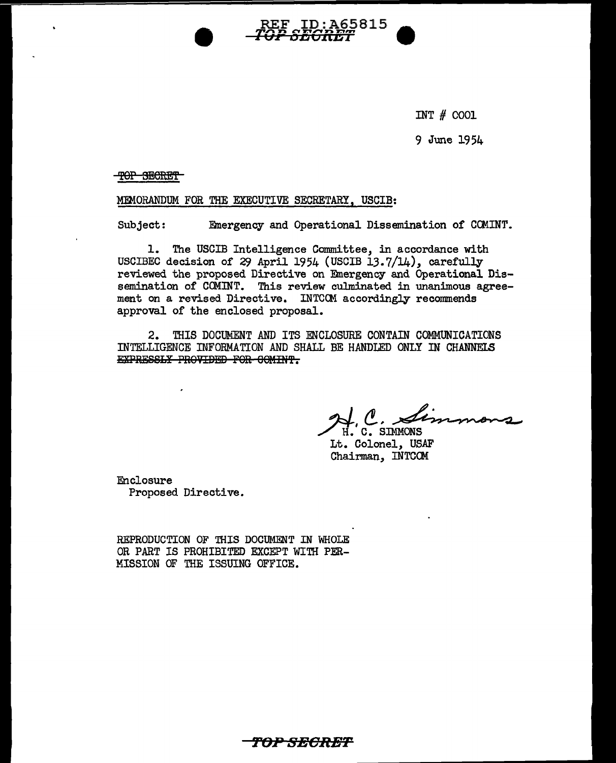INT # C001

9 June 1954

~~TOP SECRET~~

MEMORANDUM FOR THE EXECUTIVE SECRETARY, USCIB:

Subject: Emergency and Operational Dissemination of COMINT.

1. The USCIB Intelligence Committee, in accordance with USCIBEC decision of 29 April 1954 (USCIB 13.7/14), carefully reviewed the proposed Directive on Emergency and Operational Dissemination of COMINT. This review culminated in unanimous agreement on a revised Directive. INTCOM accordingly recommends approval of the enclosed proposal.

2. THIS DOCUMENT AND ITS ENCLOSURE CONTAIN COMMUNICATIONS INTELLIGENCE INFORMATION AND SHALL BE HANDLED ONLY IN CHANNELS ~~EXPRESSLY PROVIDED FOR COMINT.~~

H. C. Simmons

H. C. SIMMONS
Lt. Colonel, USAF
Chairman, INTCOM

Enclosure
Proposed Directive.

REPRODUCTION OF THIS DOCUMENT IN WHOLE OR PART IS PROHIBITED EXCEPT WITH PERMISSION OF THE ISSUING OFFICE.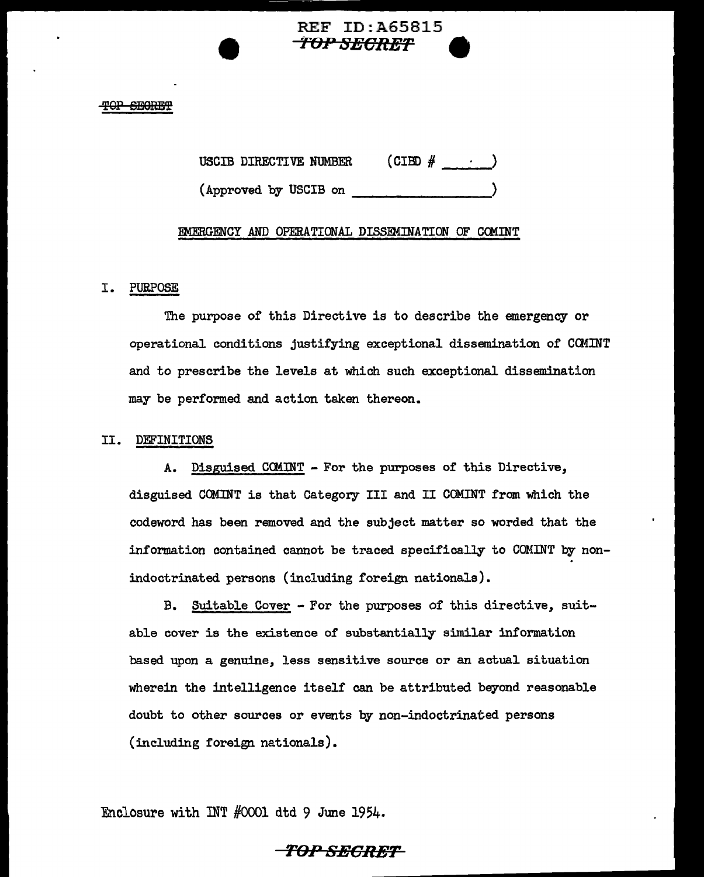USCIB DIRECTIVE NUMBER (CIBD # ___ )

(Approved by USCIB on ___________________)

## EMERGENCY AND OPERATIONAL DISSEMINATION OF COMINT

### I. PURPOSE

The purpose of this Directive is to describe the emergency or operational conditions justifying exceptional dissemination of COMINT and to prescribe the levels at which such exceptional dissemination may be performed and action taken thereon.

### II. DEFINITIONS

A. Disguised COMINT - For the purposes of this Directive, disguised COMINT is that Category III and II COMINT from which the codeword has been removed and the subject matter so worded that the information contained cannot be traced specifically to COMINT by non-indoctrinated persons (including foreign nationals).

B. Suitable Cover - For the purposes of this directive, suitable cover is the existence of substantially similar information based upon a genuine, less sensitive source or an actual situation wherein the intelligence itself can be attributed beyond reasonable doubt to other sources or events by non-indoctrinated persons (including foreign nationals).

Enclosure with INT #0001 dtd 9 June 1954.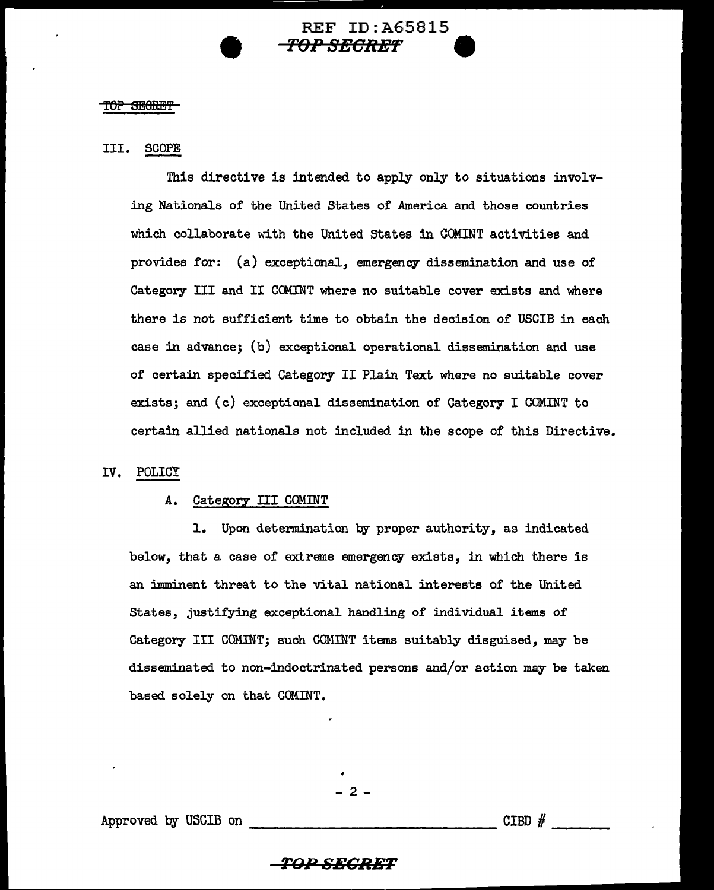## III. SCOPE

This directive is intended to apply only to situations involving Nationals of the United States of America and those countries which collaborate with the United States in COMINT activities and provides for: (a) exceptional, emergency dissemination and use of Category III and II COMINT where no suitable cover exists and where there is not sufficient time to obtain the decision of USCIB in each case in advance; (b) exceptional operational dissemination and use of certain specified Category II Plain Text where no suitable cover exists; and (c) exceptional dissemination of Category I COMINT to certain allied nationals not included in the scope of this Directive.

## IV. POLICY

### A. Category III COMINT

1. Upon determination by proper authority, as indicated below, that a case of extreme emergency exists, in which there is an imminent threat to the vital national interests of the United States, justifying exceptional handling of individual items of Category III COMINT; such COMINT items suitably disguised, may be disseminated to non-indoctrinated persons and/or action may be taken based solely on that COMINT.

Approved by USCIB on ______________________ CIBD # ______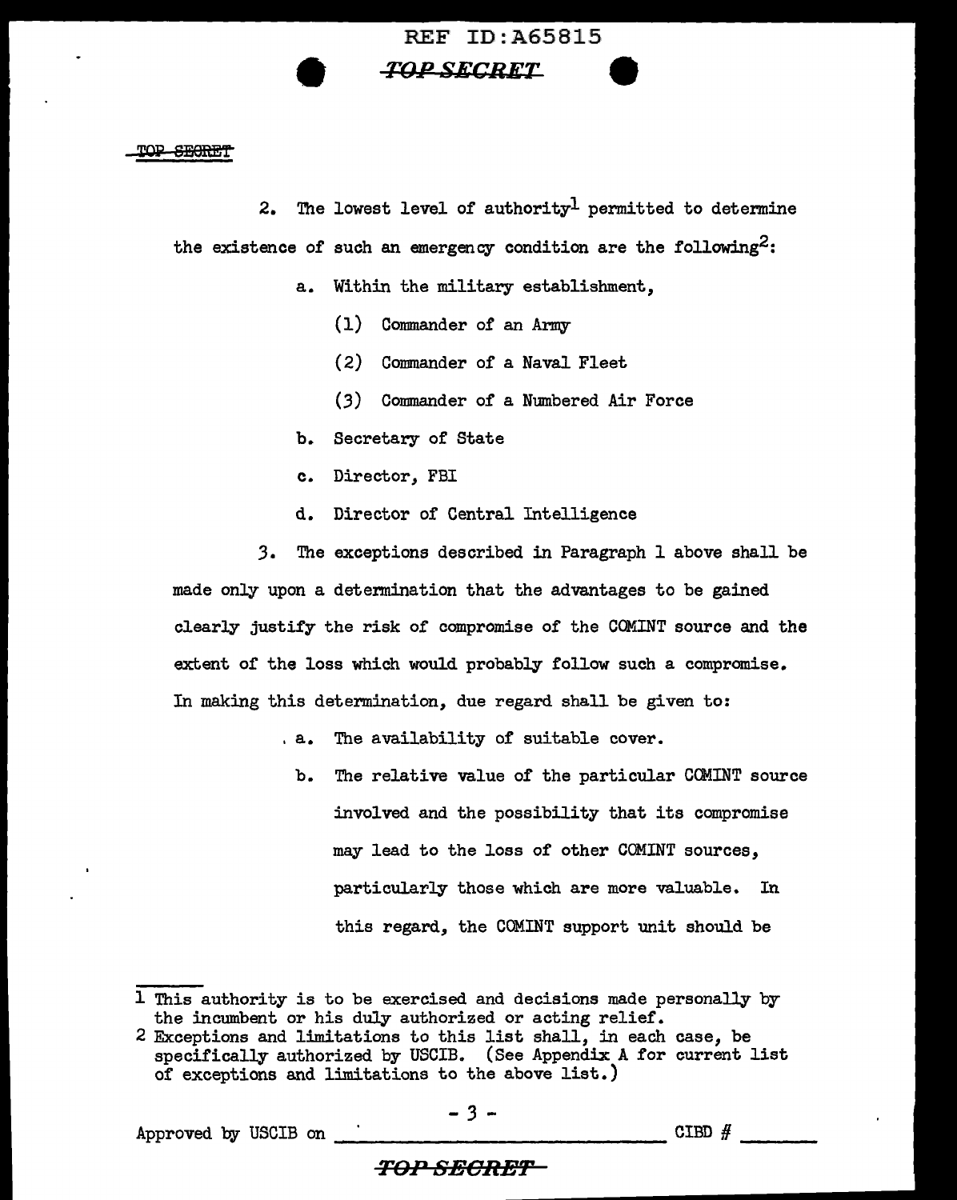2. The lowest level of authority[1] permitted to determine the existence of such an emergency condition are the following[2]:

a. Within the military establishment,

(1) Commander of an Army

(2) Commander of a Naval Fleet

(3) Commander of a Numbered Air Force

b. Secretary of State

c. Director, FBI

d. Director of Central Intelligence

3. The exceptions described in Paragraph 1 above shall be made only upon a determination that the advantages to be gained clearly justify the risk of compromise of the COMINT source and the extent of the loss which would probably follow such a compromise. In making this determination, due regard shall be given to:

a. The availability of suitable cover.

b. The relative value of the particular COMINT source involved and the possibility that its compromise may lead to the loss of other COMINT sources, particularly those which are more valuable. In this regard, the COMINT support unit should be

[1] This authority is to be exercised and decisions made personally by the incumbent or his duly authorized or acting relief.

[2] Exceptions and limitations to this list shall, in each case, be specifically authorized by USCIB. (See Appendix A for current list of exceptions and limitations to the above list.)

Approved by USCIB on ______________________ CIBD # _______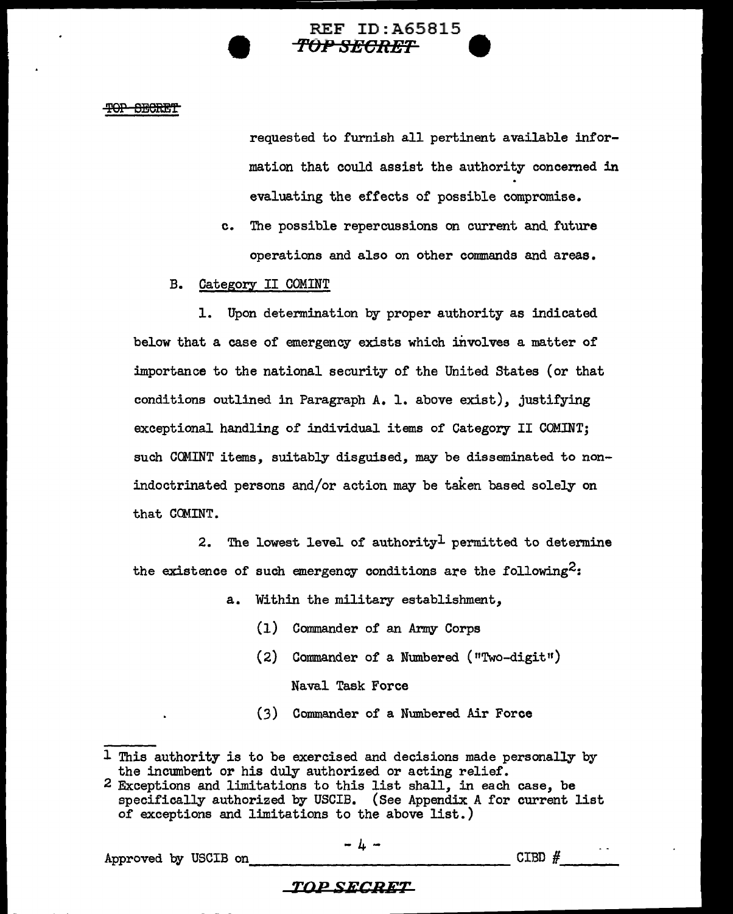requested to furnish all pertinent available information that could assist the authority concerned in evaluating the effects of possible compromise.

c. The possible repercussions on current and future operations and also on other commands and areas.

B. Category II COMINT

1. Upon determination by proper authority as indicated below that a case of emergency exists which involves a matter of importance to the national security of the United States (or that conditions outlined in Paragraph A. 1. above exist), justifying exceptional handling of individual items of Category II COMINT; such COMINT items, suitably disguised, may be disseminated to non-indoctrinated persons and/or action may be taken based solely on that COMINT.

2. The lowest level of authority[1] permitted to determine the existence of such emergency conditions are the following[2]:

a. Within the military establishment,

(1) Commander of an Army Corps

(2) Commander of a Numbered ("Two-digit") Naval Task Force

(3) Commander of a Numbered Air Force

[1] This authority is to be exercised and decisions made personally by the incumbent or his duly authorized or acting relief.

[2] Exceptions and limitations to this list shall, in each case, be specifically authorized by USCIB. (See Appendix A for current list of exceptions and limitations to the above list.)

Approved by USCIB on_______________ CIBD #_______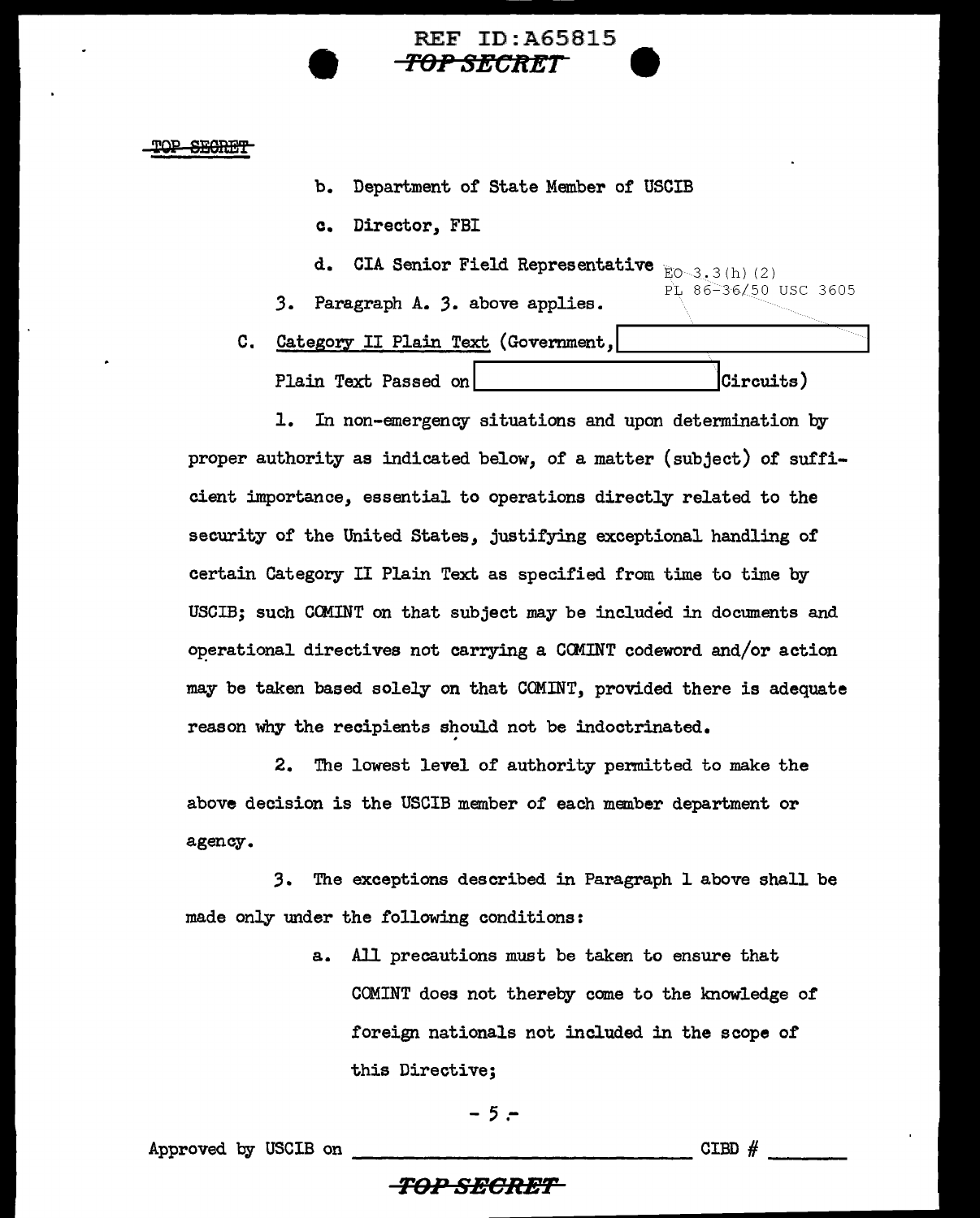b. Department of State Member of USCIB

c. Director, FBI

d. CIA Senior Field Representative

EO 3.3(h)(2)
PL 86-36/50 USC 3605

3. Paragraph A. 3. above applies.

C. Category II Plain Text (Government, [REDACTED] Plain Text Passed on [REDACTED] Circuits)

1. In non-emergency situations and upon determination by proper authority as indicated below, of a matter (subject) of sufficient importance, essential to operations directly related to the security of the United States, justifying exceptional handling of certain Category II Plain Text as specified from time to time by USCIB; such COMINT on that subject may be included in documents and operational directives not carrying a COMINT codeword and/or action may be taken based solely on that COMINT, provided there is adequate reason why the recipients should not be indoctrinated.

2. The lowest level of authority permitted to make the above decision is the USCIB member of each member department or agency.

3. The exceptions described in Paragraph 1 above shall be made only under the following conditions:

a. All precautions must be taken to ensure that COMINT does not thereby come to the knowledge of foreign nationals not included in the scope of this Directive;

Approved by USCIB on ______________________ CIBD # ________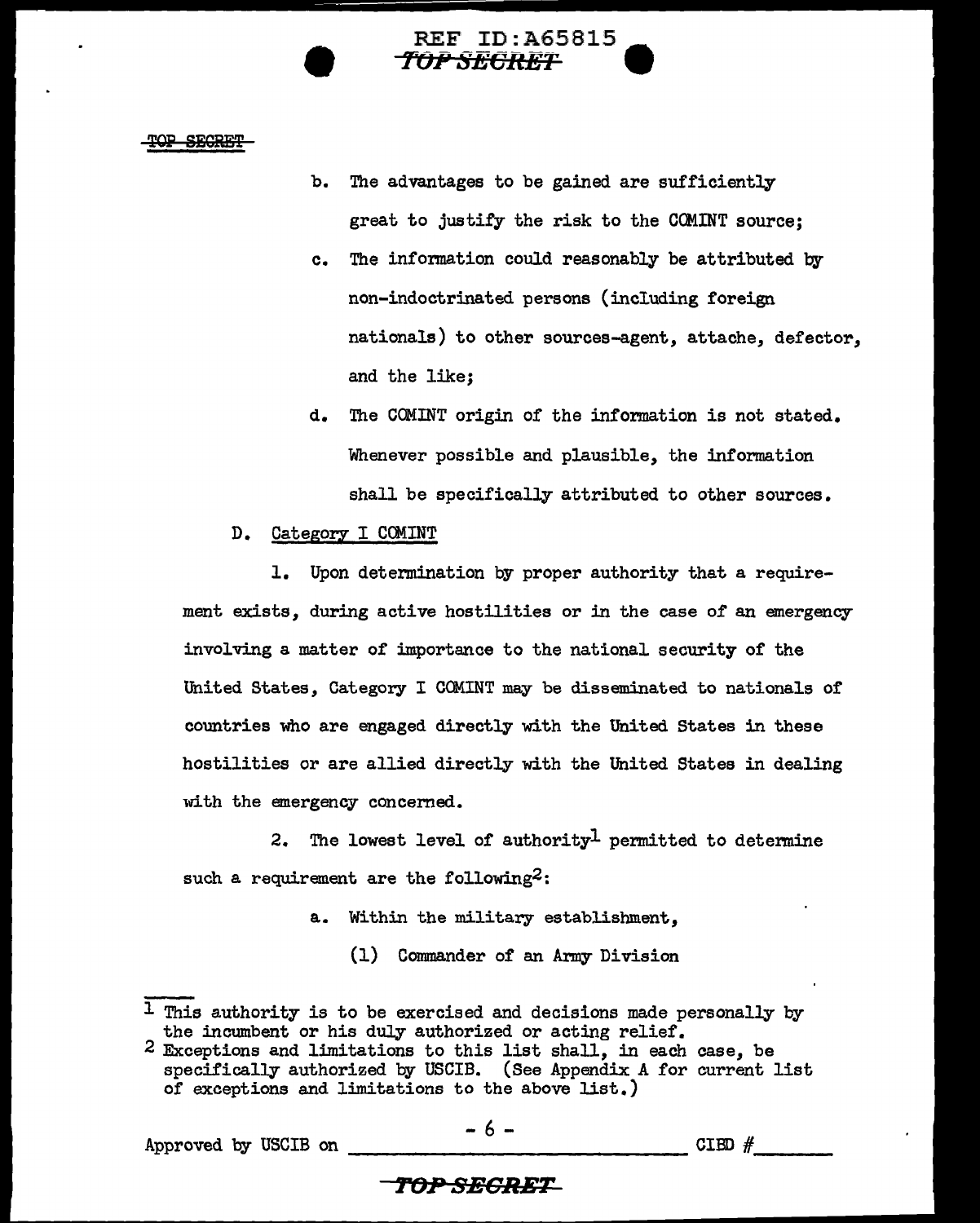b. The advantages to be gained are sufficiently great to justify the risk to the COMINT source;

c. The information could reasonably be attributed by non-indoctrinated persons (including foreign nationals) to other sources-agent, attache, defector, and the like;

d. The COMINT origin of the information is not stated. Whenever possible and plausible, the information shall be specifically attributed to other sources.

D. Category I COMINT

1. Upon determination by proper authority that a requirement exists, during active hostilities or in the case of an emergency involving a matter of importance to the national security of the United States, Category I COMINT may be disseminated to nationals of countries who are engaged directly with the United States in these hostilities or are allied directly with the United States in dealing with the emergency concerned.

2. The lowest level of authority[1] permitted to determine such a requirement are the following[2]:

a. Within the military establishment,

(1) Commander of an Army Division

---

[1] This authority is to be exercised and decisions made personally by the incumbent or his duly authorized or acting relief.

[2] Exceptions and limitations to this list shall, in each case, be specifically authorized by USCIB. (See Appendix A for current list of exceptions and limitations to the above list.)

Approved by USCIB on ______________________ CIBD #______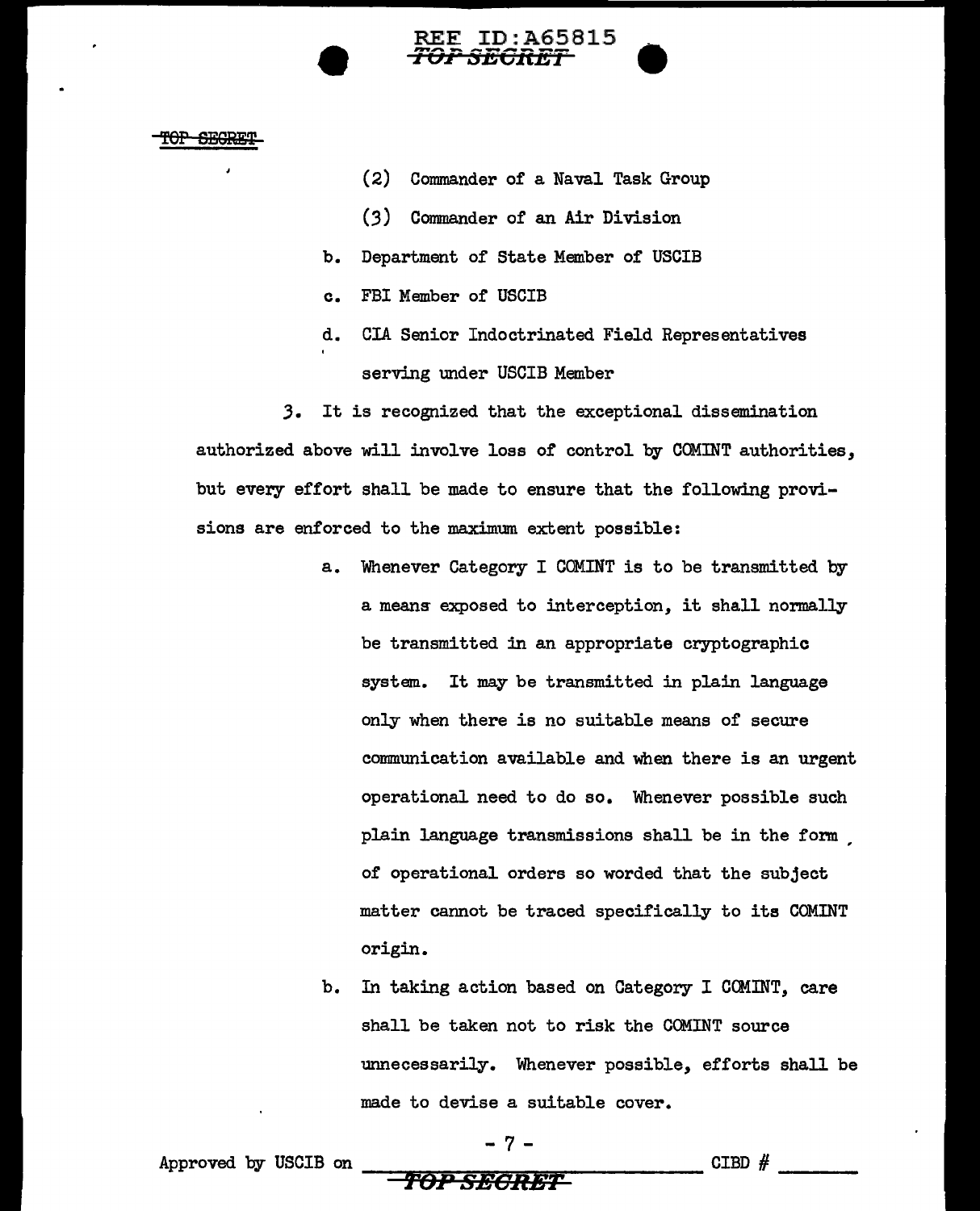(2) Commander of a Naval Task Group

(3) Commander of an Air Division

b. Department of State Member of USCIB

c. FBI Member of USCIB

d. CIA Senior Indoctrinated Field Representatives serving under USCIB Member

3. It is recognized that the exceptional dissemination authorized above will involve loss of control by COMINT authorities, but every effort shall be made to ensure that the following provisions are enforced to the maximum extent possible:

a. Whenever Category I COMINT is to be transmitted by a means exposed to interception, it shall normally be transmitted in an appropriate cryptographic system. It may be transmitted in plain language only when there is no suitable means of secure communication available and when there is an urgent operational need to do so. Whenever possible such plain language transmissions shall be in the form of operational orders so worded that the subject matter cannot be traced specifically to its COMINT origin.

b. In taking action based on Category I COMINT, care shall be taken not to risk the COMINT source unnecessarily. Whenever possible, efforts shall be made to devise a suitable cover.

Approved by USCIB on ______________________ CIBD # ________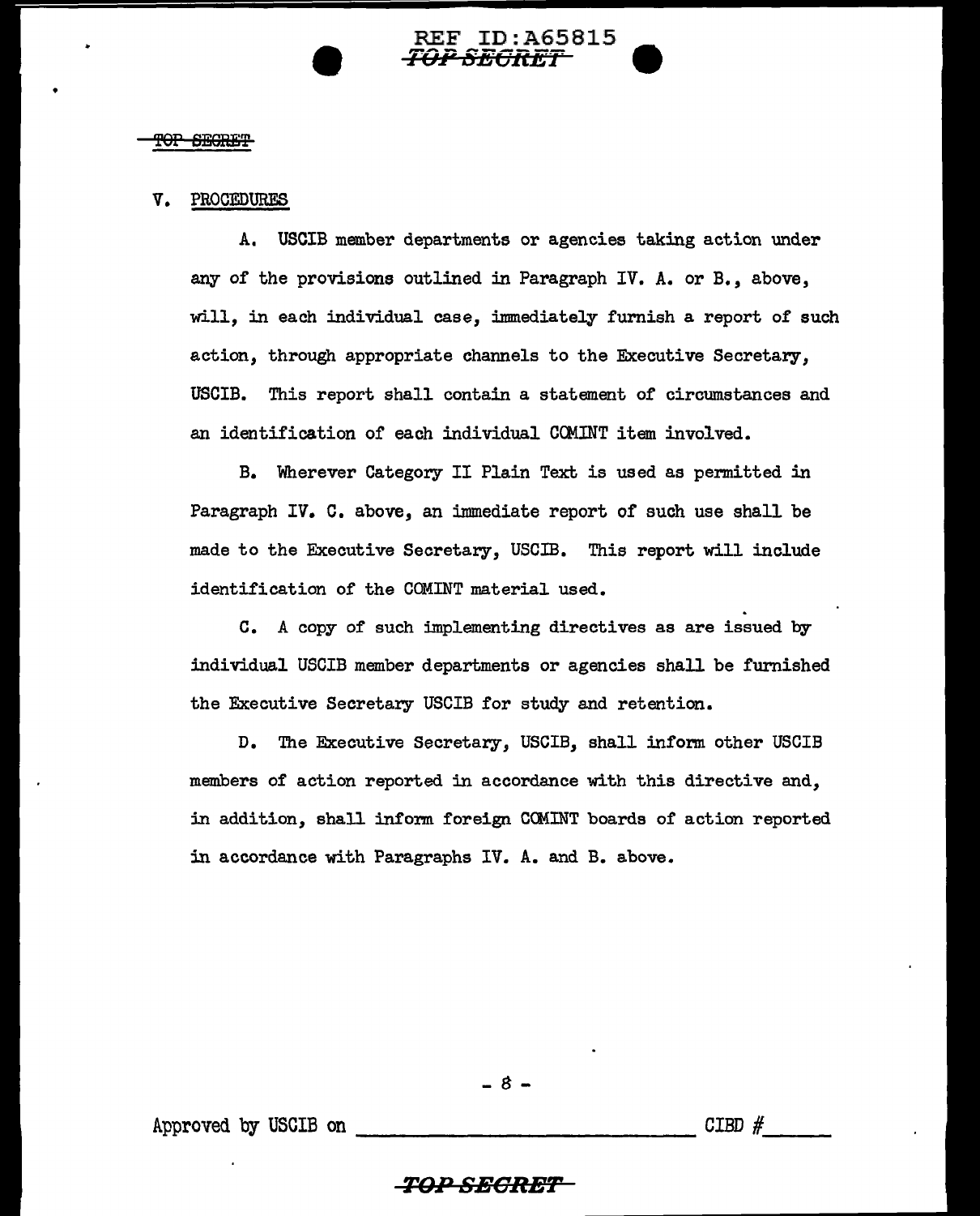## V. PROCEDURES

A. USCIB member departments or agencies taking action under any of the provisions outlined in Paragraph IV. A. or B., above, will, in each individual case, immediately furnish a report of such action, through appropriate channels to the Executive Secretary, USCIB. This report shall contain a statement of circumstances and an identification of each individual COMINT item involved.

B. Wherever Category II Plain Text is used as permitted in Paragraph IV. C. above, an immediate report of such use shall be made to the Executive Secretary, USCIB. This report will include identification of the COMINT material used.

C. A copy of such implementing directives as are issued by individual USCIB member departments or agencies shall be furnished the Executive Secretary USCIB for study and retention.

D. The Executive Secretary, USCIB, shall inform other USCIB members of action reported in accordance with this directive and, in addition, shall inform foreign COMINT boards of action reported in accordance with Paragraphs IV. A. and B. above.

Approved by USCIB on ______________________ CIBD #_____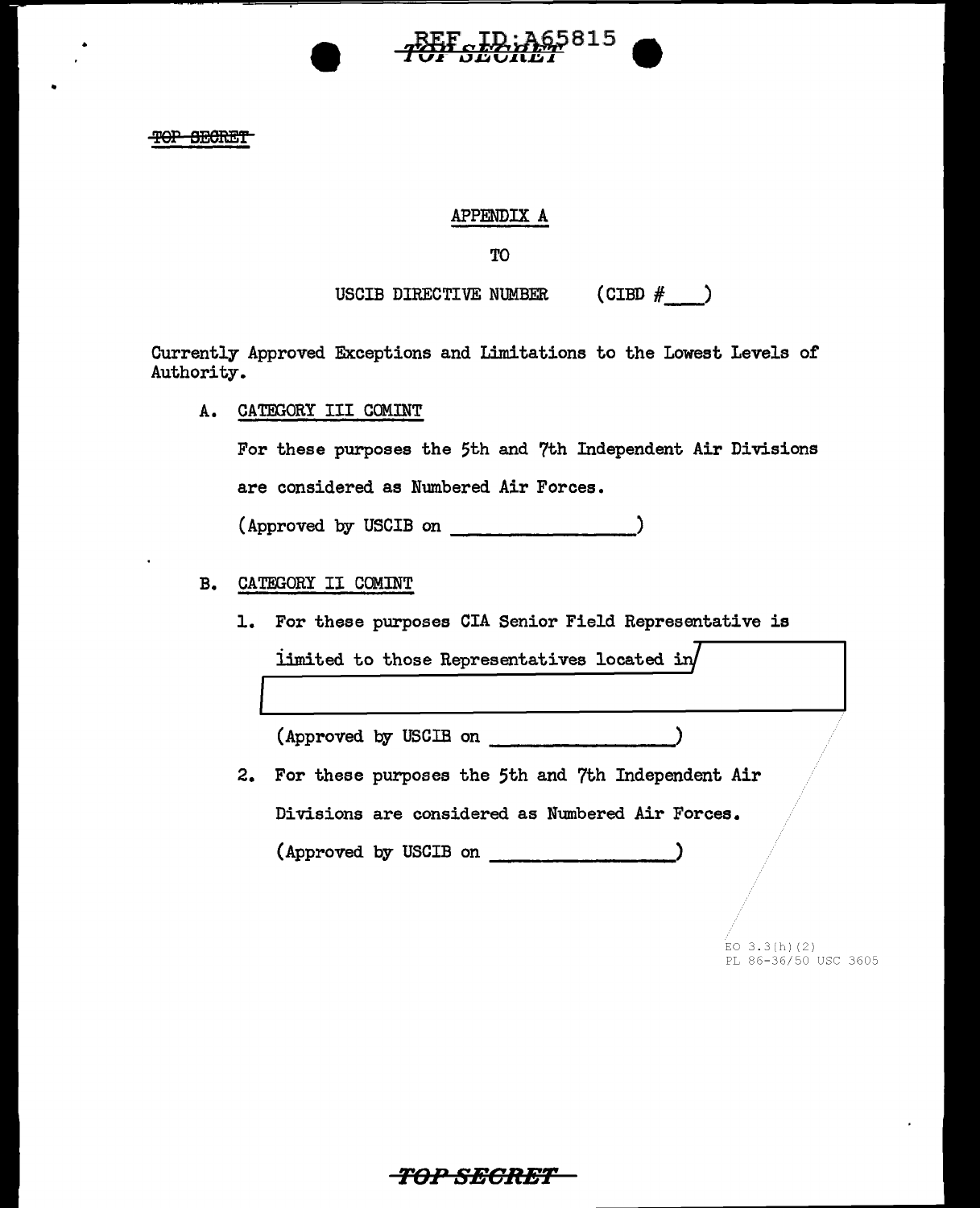TOP SECRET

APPENDIX A

TO

USCIB DIRECTIVE NUMBER (CIBD # ___)

Currently Approved Exceptions and Limitations to the Lowest Levels of Authority.

A. CATEGORY III COMINT

For these purposes the 5th and 7th Independent Air Divisions are considered as Numbered Air Forces.

(Approved by USCIB on ________________)

B. CATEGORY II COMINT

1. For these purposes CIA Senior Field Representative is limited to those Representatives located in

(Approved by USCIB on ________________)

2. For these purposes the 5th and 7th Independent Air Divisions are considered as Numbered Air Forces.

(Approved by USCIB on ________________)

EO 3.3(h)(2)
PL 86-36/50 USC 3605

TOP SECRET